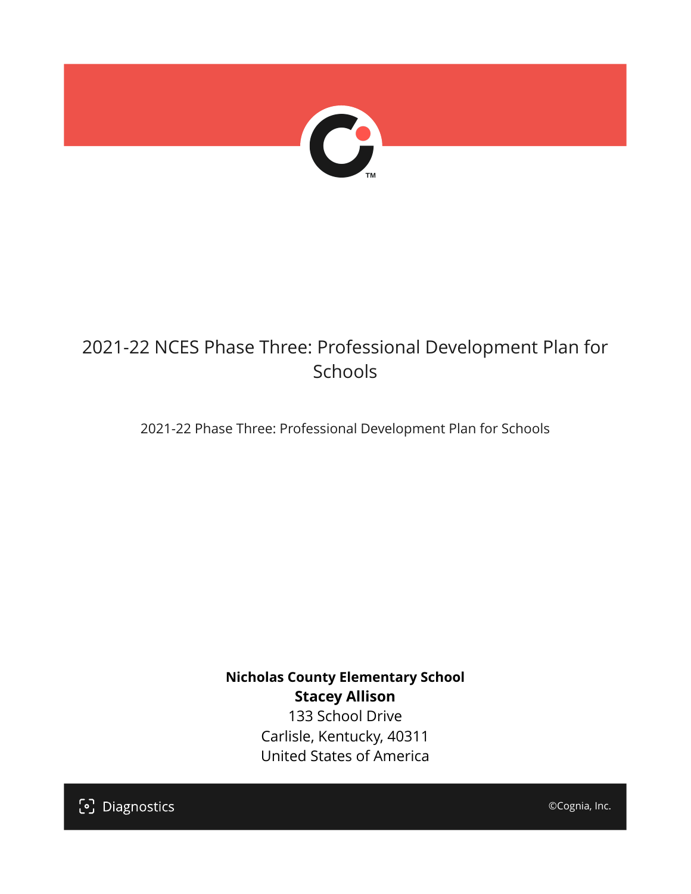# 2021-22 NCES Phase Three: Professional Development Plan for Schools

2021-22 Phase Three: Professional Development Plan for Schools

**Nicholas County Elementary School**
**Stacey Allison**
133 School Drive
Carlisle, Kentucky, 40311
United States of America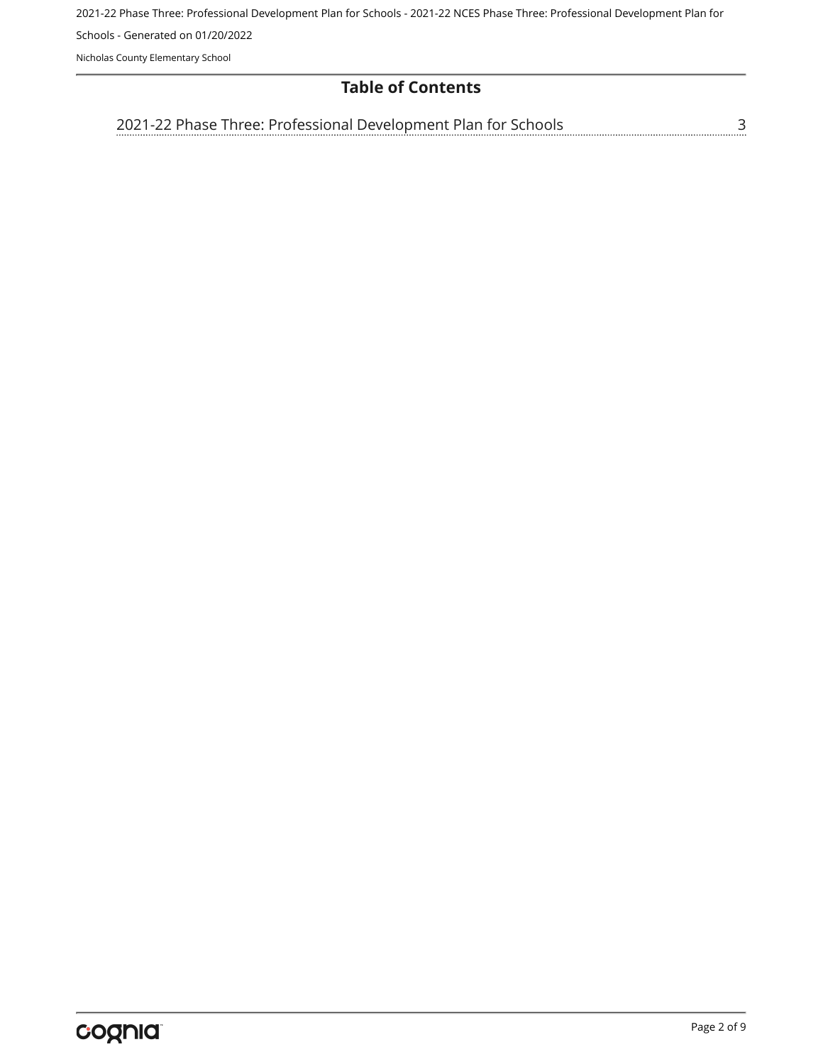# Table of Contents

2021-22 Phase Three: Professional Development Plan for Schools ........ 3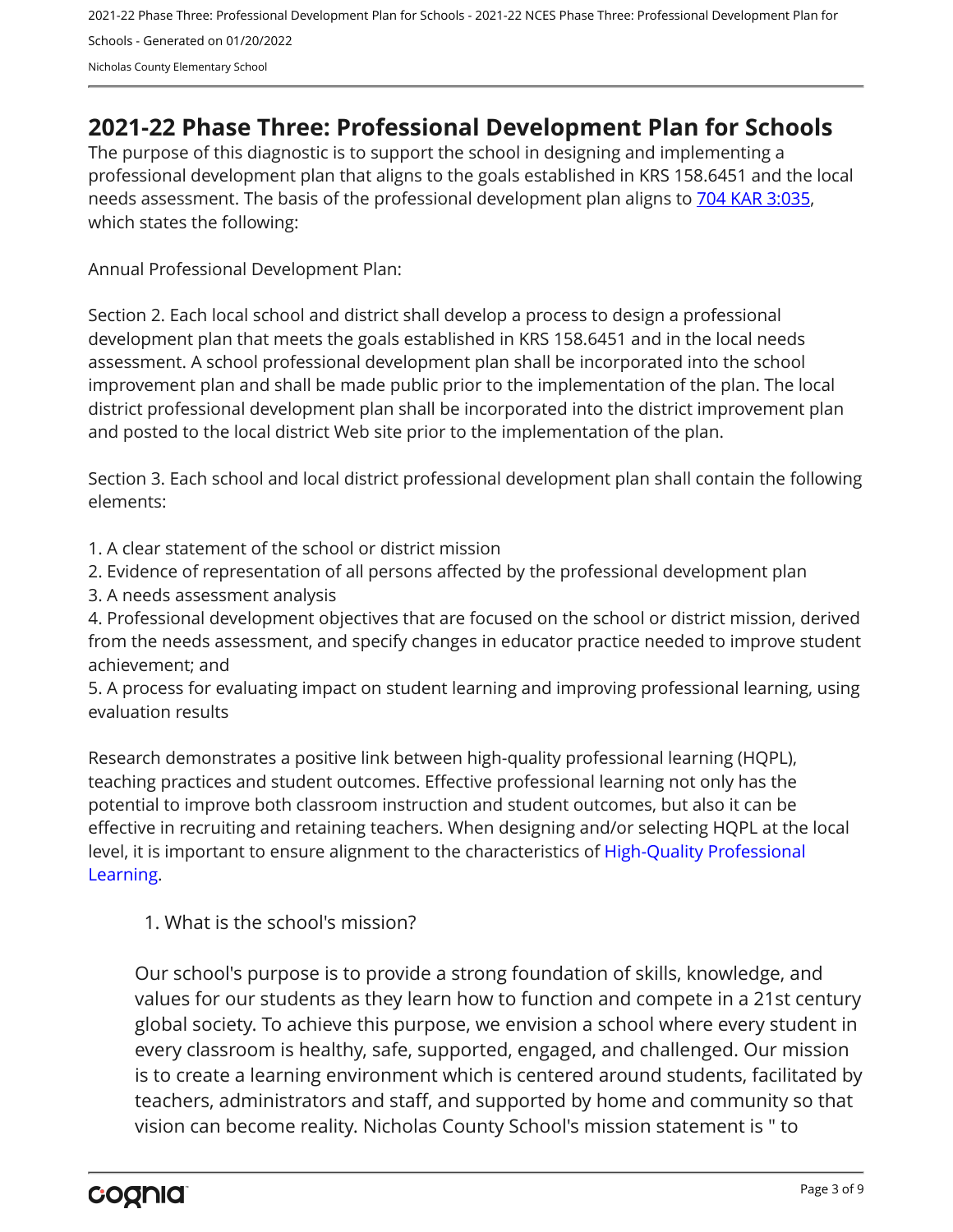# 2021-22 Phase Three: Professional Development Plan for Schools

The purpose of this diagnostic is to support the school in designing and implementing a professional development plan that aligns to the goals established in KRS 158.6451 and the local needs assessment. The basis of the professional development plan aligns to [704 KAR 3:035](704 KAR 3:035), which states the following:

Annual Professional Development Plan:

Section 2. Each local school and district shall develop a process to design a professional development plan that meets the goals established in KRS 158.6451 and in the local needs assessment. A school professional development plan shall be incorporated into the school improvement plan and shall be made public prior to the implementation of the plan. The local district professional development plan shall be incorporated into the district improvement plan and posted to the local district Web site prior to the implementation of the plan.

Section 3. Each school and local district professional development plan shall contain the following elements:

1. A clear statement of the school or district mission
2. Evidence of representation of all persons affected by the professional development plan
3. A needs assessment analysis
4. Professional development objectives that are focused on the school or district mission, derived from the needs assessment, and specify changes in educator practice needed to improve student achievement; and
5. A process for evaluating impact on student learning and improving professional learning, using evaluation results

Research demonstrates a positive link between high-quality professional learning (HQPL), teaching practices and student outcomes. Effective professional learning not only has the potential to improve both classroom instruction and student outcomes, but also it can be effective in recruiting and retaining teachers. When designing and/or selecting HQPL at the local level, it is important to ensure alignment to the characteristics of High-Quality Professional Learning.

1. What is the school's mission?

Our school's purpose is to provide a strong foundation of skills, knowledge, and values for our students as they learn how to function and compete in a 21st century global society. To achieve this purpose, we envision a school where every student in every classroom is healthy, safe, supported, engaged, and challenged. Our mission is to create a learning environment which is centered around students, facilitated by teachers, administrators and staff, and supported by home and community so that vision can become reality. Nicholas County School's mission statement is " to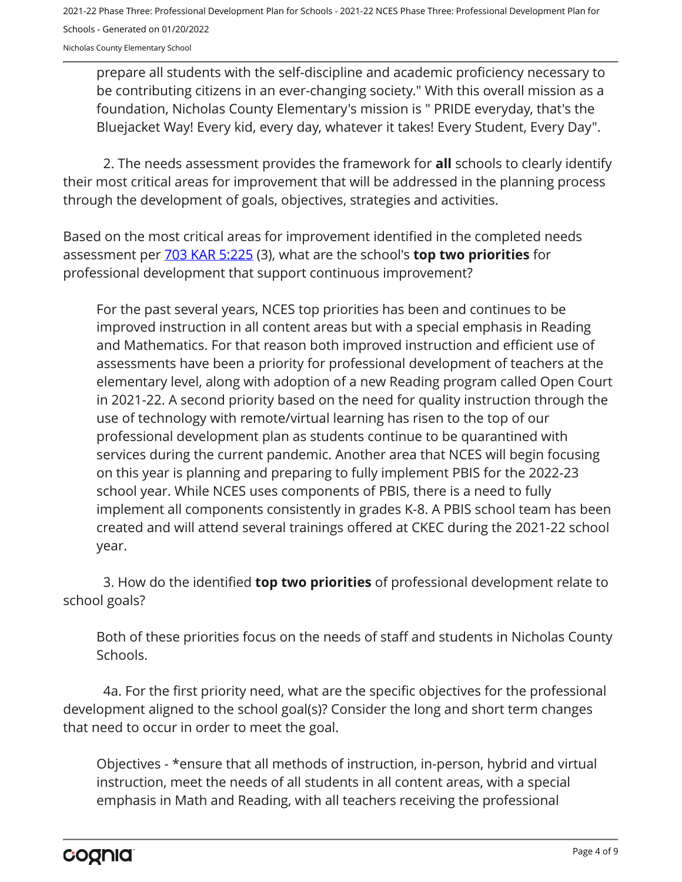prepare all students with the self-discipline and academic proficiency necessary to be contributing citizens in an ever-changing society." With this overall mission as a foundation, Nicholas County Elementary's mission is " PRIDE everyday, that's the Bluejacket Way! Every kid, every day, whatever it takes! Every Student, Every Day".

2. The needs assessment provides the framework for **all** schools to clearly identify their most critical areas for improvement that will be addressed in the planning process through the development of goals, objectives, strategies and activities.

Based on the most critical areas for improvement identified in the completed needs assessment per [703 KAR 5:225](#) (3), what are the school's **top two priorities** for professional development that support continuous improvement?

For the past several years, NCES top priorities has been and continues to be improved instruction in all content areas but with a special emphasis in Reading and Mathematics. For that reason both improved instruction and efficient use of assessments have been a priority for professional development of teachers at the elementary level, along with adoption of a new Reading program called Open Court in 2021-22. A second priority based on the need for quality instruction through the use of technology with remote/virtual learning has risen to the top of our professional development plan as students continue to be quarantined with services during the current pandemic. Another area that NCES will begin focusing on this year is planning and preparing to fully implement PBIS for the 2022-23 school year. While NCES uses components of PBIS, there is a need to fully implement all components consistently in grades K-8. A PBIS school team has been created and will attend several trainings offered at CKEC during the 2021-22 school year.

3. How do the identified **top two priorities** of professional development relate to school goals?

Both of these priorities focus on the needs of staff and students in Nicholas County Schools.

4a. For the first priority need, what are the specific objectives for the professional development aligned to the school goal(s)? Consider the long and short term changes that need to occur in order to meet the goal.

Objectives - *ensure that all methods of instruction, in-person, hybrid and virtual instruction, meet the needs of all students in all content areas, with a special emphasis in Math and Reading, with all teachers receiving the professional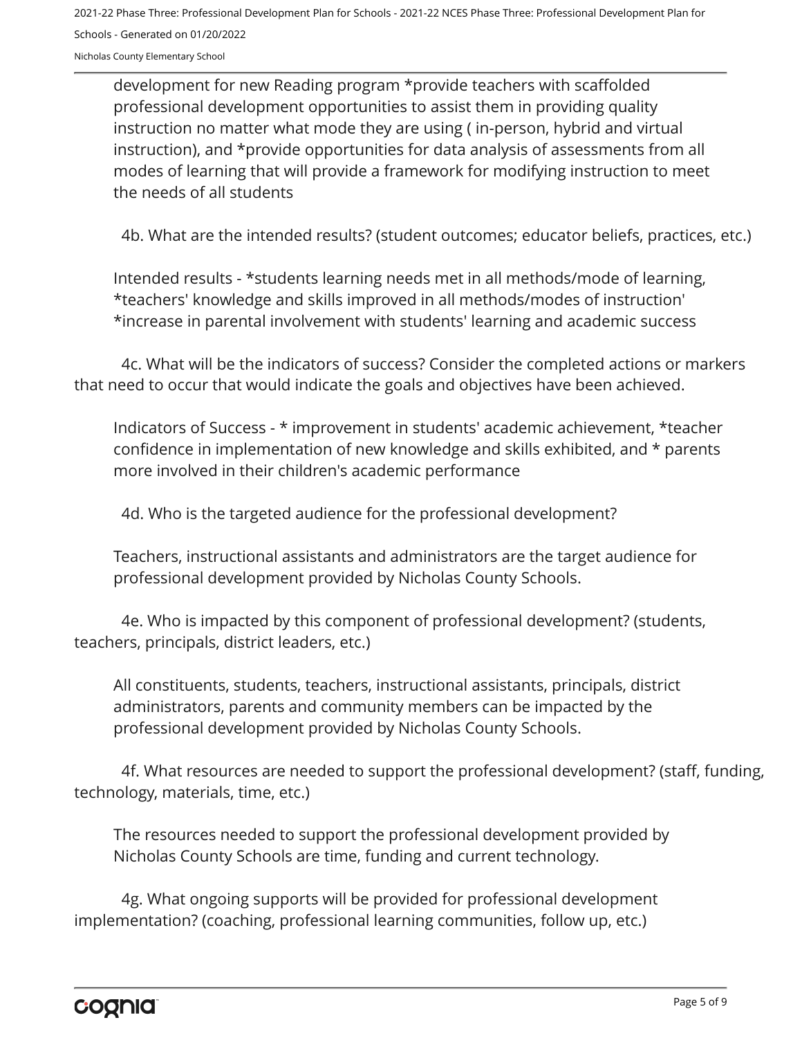development for new Reading program *provide teachers with scaffolded professional development opportunities to assist them in providing quality instruction no matter what mode they are using ( in-person, hybrid and virtual instruction), and *provide opportunities for data analysis of assessments from all modes of learning that will provide a framework for modifying instruction to meet the needs of all students

4b. What are the intended results? (student outcomes; educator beliefs, practices, etc.)

Intended results - *students learning needs met in all methods/mode of learning, *teachers' knowledge and skills improved in all methods/modes of instruction' *increase in parental involvement with students' learning and academic success

4c. What will be the indicators of success? Consider the completed actions or markers that need to occur that would indicate the goals and objectives have been achieved.

Indicators of Success - * improvement in students' academic achievement, *teacher confidence in implementation of new knowledge and skills exhibited, and * parents more involved in their children's academic performance

4d. Who is the targeted audience for the professional development?

Teachers, instructional assistants and administrators are the target audience for professional development provided by Nicholas County Schools.

4e. Who is impacted by this component of professional development? (students, teachers, principals, district leaders, etc.)

All constituents, students, teachers, instructional assistants, principals, district administrators, parents and community members can be impacted by the professional development provided by Nicholas County Schools.

4f. What resources are needed to support the professional development? (staff, funding, technology, materials, time, etc.)

The resources needed to support the professional development provided by Nicholas County Schools are time, funding and current technology.

4g. What ongoing supports will be provided for professional development implementation? (coaching, professional learning communities, follow up, etc.)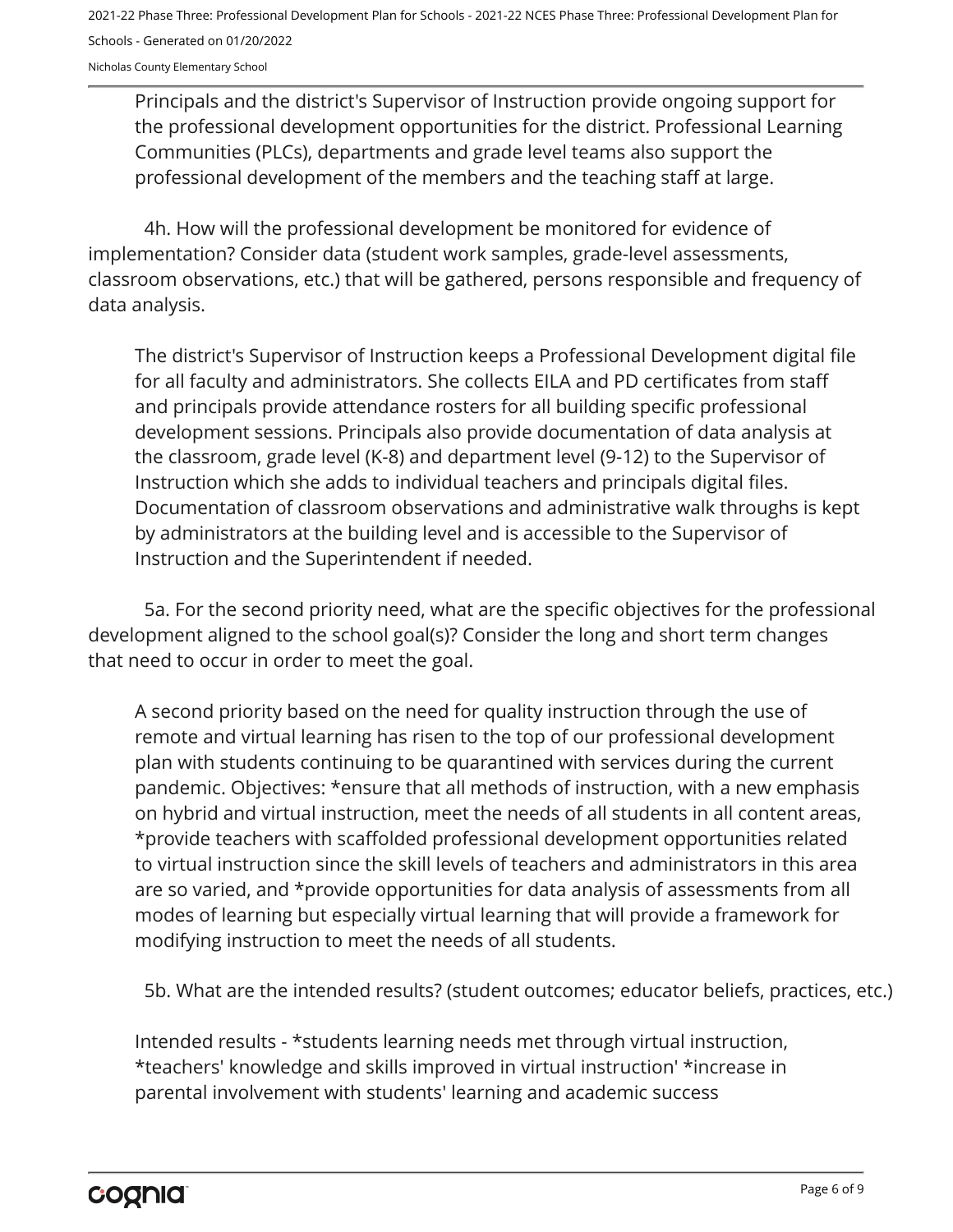Principals and the district's Supervisor of Instruction provide ongoing support for the professional development opportunities for the district. Professional Learning Communities (PLCs), departments and grade level teams also support the professional development of the members and the teaching staff at large.

4h. How will the professional development be monitored for evidence of implementation? Consider data (student work samples, grade-level assessments, classroom observations, etc.) that will be gathered, persons responsible and frequency of data analysis.

The district's Supervisor of Instruction keeps a Professional Development digital file for all faculty and administrators. She collects EILA and PD certificates from staff and principals provide attendance rosters for all building specific professional development sessions. Principals also provide documentation of data analysis at the classroom, grade level (K-8) and department level (9-12) to the Supervisor of Instruction which she adds to individual teachers and principals digital files. Documentation of classroom observations and administrative walk throughs is kept by administrators at the building level and is accessible to the Supervisor of Instruction and the Superintendent if needed.

5a. For the second priority need, what are the specific objectives for the professional development aligned to the school goal(s)? Consider the long and short term changes that need to occur in order to meet the goal.

A second priority based on the need for quality instruction through the use of remote and virtual learning has risen to the top of our professional development plan with students continuing to be quarantined with services during the current pandemic. Objectives: *ensure that all methods of instruction, with a new emphasis on hybrid and virtual instruction, meet the needs of all students in all content areas, *provide teachers with scaffolded professional development opportunities related to virtual instruction since the skill levels of teachers and administrators in this area are so varied, and *provide opportunities for data analysis of assessments from all modes of learning but especially virtual learning that will provide a framework for modifying instruction to meet the needs of all students.

5b. What are the intended results? (student outcomes; educator beliefs, practices, etc.)

Intended results - *students learning needs met through virtual instruction, *teachers' knowledge and skills improved in virtual instruction' *increase in parental involvement with students' learning and academic success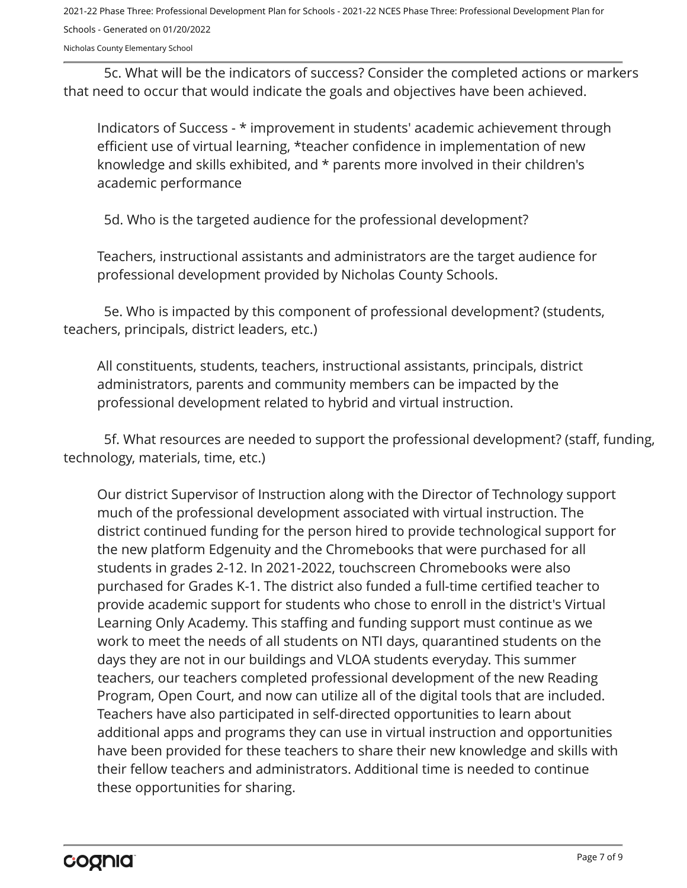5c. What will be the indicators of success? Consider the completed actions or markers that need to occur that would indicate the goals and objectives have been achieved.

Indicators of Success - * improvement in students' academic achievement through efficient use of virtual learning, *teacher confidence in implementation of new knowledge and skills exhibited, and * parents more involved in their children's academic performance

5d. Who is the targeted audience for the professional development?

Teachers, instructional assistants and administrators are the target audience for professional development provided by Nicholas County Schools.

5e. Who is impacted by this component of professional development? (students, teachers, principals, district leaders, etc.)

All constituents, students, teachers, instructional assistants, principals, district administrators, parents and community members can be impacted by the professional development related to hybrid and virtual instruction.

5f. What resources are needed to support the professional development? (staff, funding, technology, materials, time, etc.)

Our district Supervisor of Instruction along with the Director of Technology support much of the professional development associated with virtual instruction. The district continued funding for the person hired to provide technological support for the new platform Edgenuity and the Chromebooks that were purchased for all students in grades 2-12. In 2021-2022, touchscreen Chromebooks were also purchased for Grades K-1. The district also funded a full-time certified teacher to provide academic support for students who chose to enroll in the district's Virtual Learning Only Academy. This staffing and funding support must continue as we work to meet the needs of all students on NTI days, quarantined students on the days they are not in our buildings and VLOA students everyday. This summer teachers, our teachers completed professional development of the new Reading Program, Open Court, and now can utilize all of the digital tools that are included. Teachers have also participated in self-directed opportunities to learn about additional apps and programs they can use in virtual instruction and opportunities have been provided for these teachers to share their new knowledge and skills with their fellow teachers and administrators. Additional time is needed to continue these opportunities for sharing.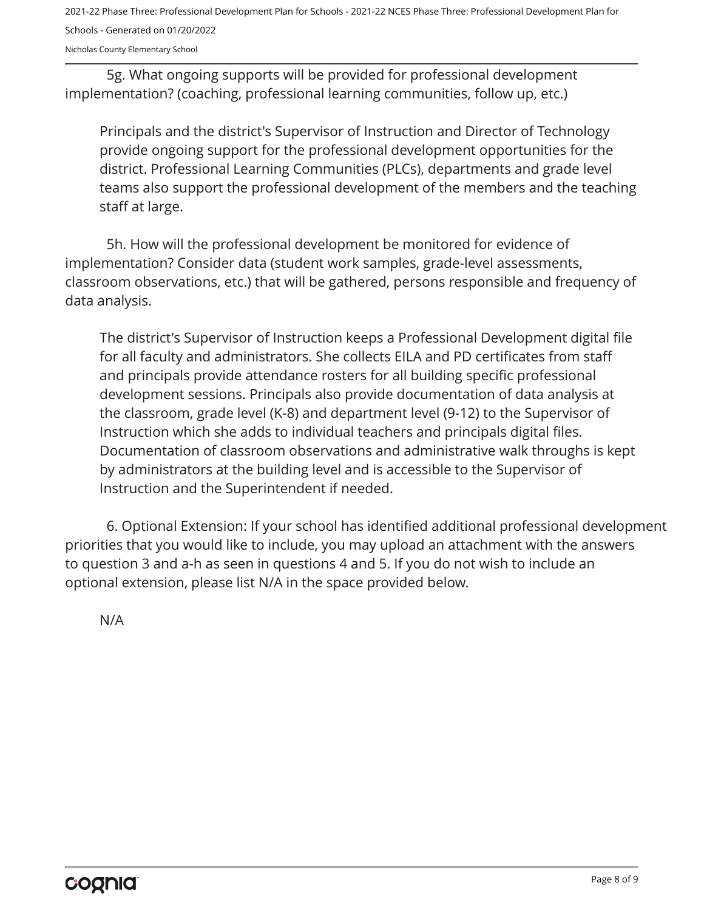5g. What ongoing supports will be provided for professional development implementation? (coaching, professional learning communities, follow up, etc.)

Principals and the district's Supervisor of Instruction and Director of Technology provide ongoing support for the professional development opportunities for the district. Professional Learning Communities (PLCs), departments and grade level teams also support the professional development of the members and the teaching staff at large.

5h. How will the professional development be monitored for evidence of implementation? Consider data (student work samples, grade-level assessments, classroom observations, etc.) that will be gathered, persons responsible and frequency of data analysis.

The district's Supervisor of Instruction keeps a Professional Development digital file for all faculty and administrators. She collects EILA and PD certificates from staff and principals provide attendance rosters for all building specific professional development sessions. Principals also provide documentation of data analysis at the classroom, grade level (K-8) and department level (9-12) to the Supervisor of Instruction which she adds to individual teachers and principals digital files. Documentation of classroom observations and administrative walk throughs is kept by administrators at the building level and is accessible to the Supervisor of Instruction and the Superintendent if needed.

6. Optional Extension: If your school has identified additional professional development priorities that you would like to include, you may upload an attachment with the answers to question 3 and a-h as seen in questions 4 and 5. If you do not wish to include an optional extension, please list N/A in the space provided below.

N/A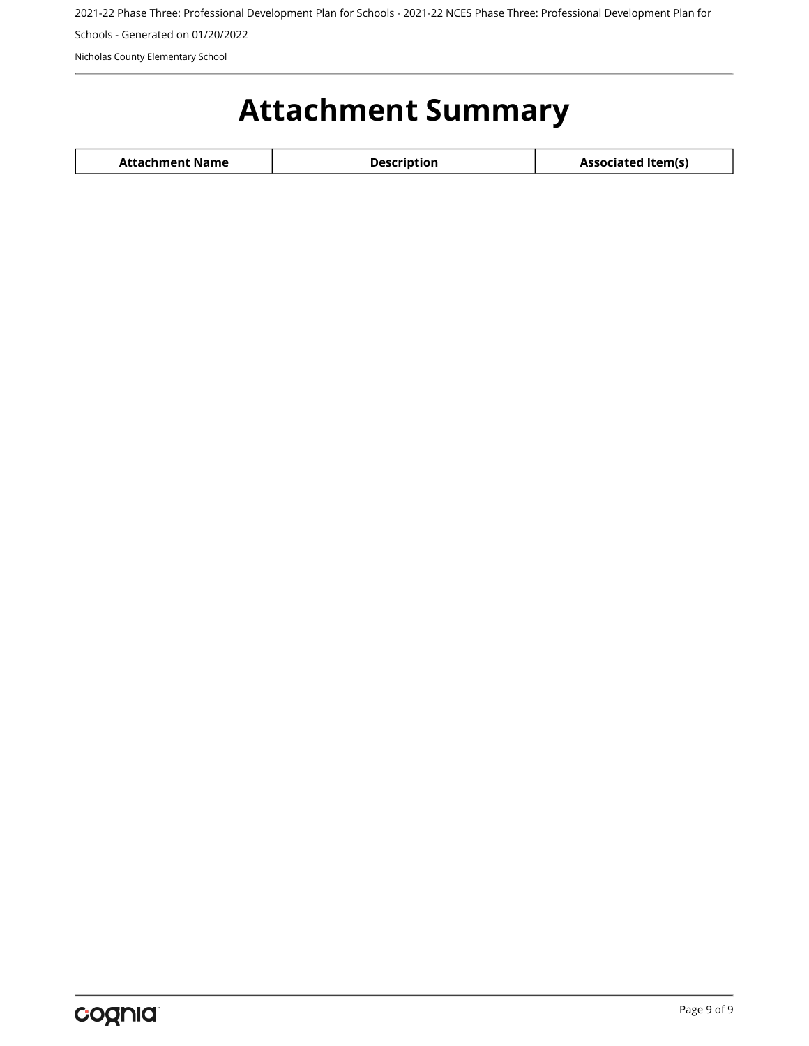# Attachment Summary

| Attachment Name | Description | Associated Item(s) |
| --- | --- | --- |